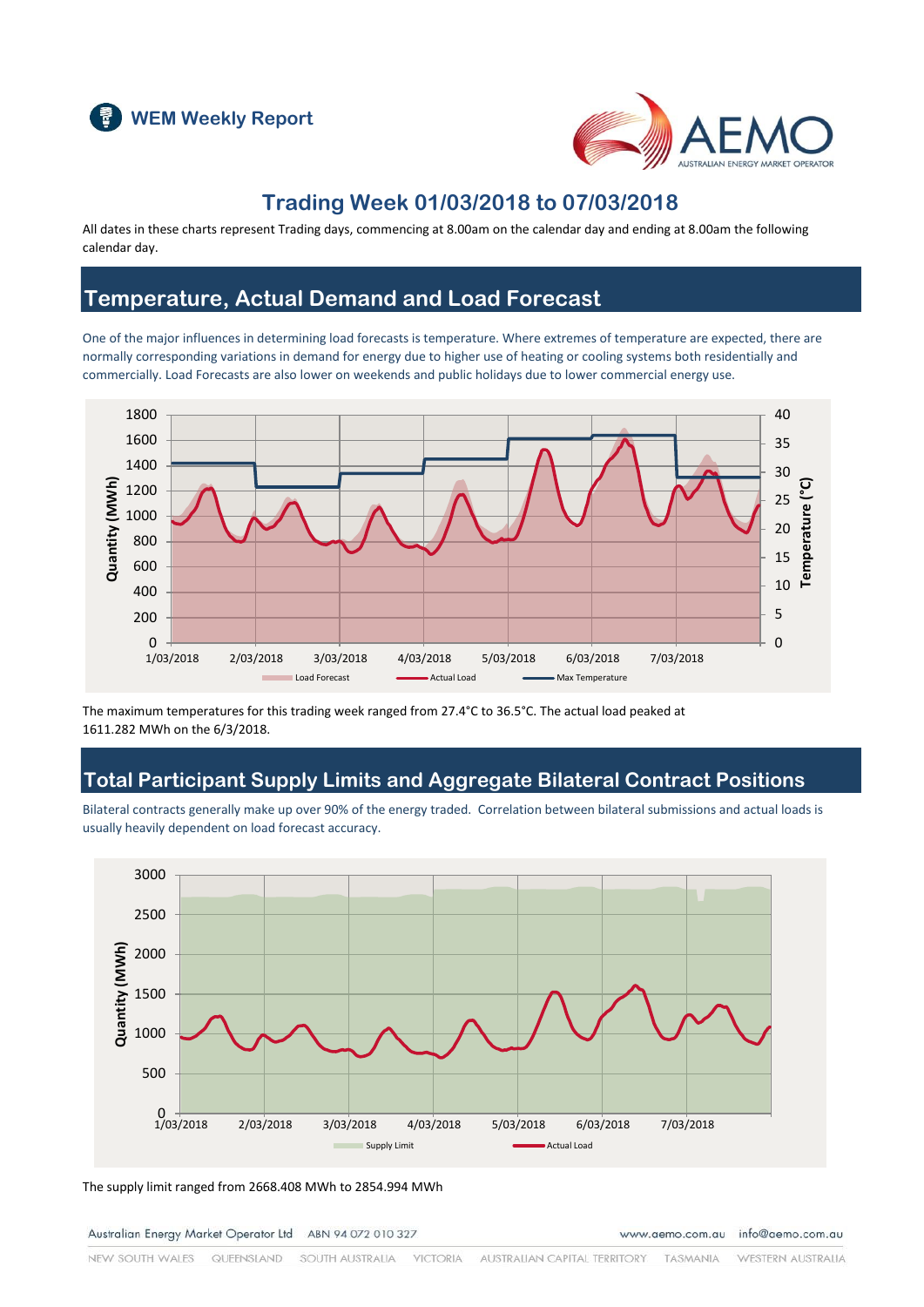WEM Weekly Report

# Trading Week 01/03/2018 to 07/03/2018

All dates in these charts represent Trading days, commencing at 8.00am on the calendar day and ending at 8.00am the following calendar day.

## Temperature, Actual Demand and Load Forecast

One of the major influences in determining load forecasts is temperature. Where extremes of temperature are expected, there are normally corresponding variations in demand for energy due to higher use of heating or cooling systems both residentially and commercially. Load Forecasts are also lower on weekends and public holidays due to lower commercial energy use.

The maximum temperatures for this trading week ranged from 27.4°C to 36.5°C. The actual load peaked at 1611.282 MWh on the 6/3/2018.

## Total Participant Supply Limits and Aggregate Bilateral Contract Positions

Bilateral contracts generally make up over 90% of the energy traded. Correlation between bilateral submissions and actual loads is usually heavily dependent on load forecast accuracy.

The supply limit ranged from 2668.408 MWh to 2854.994 MWh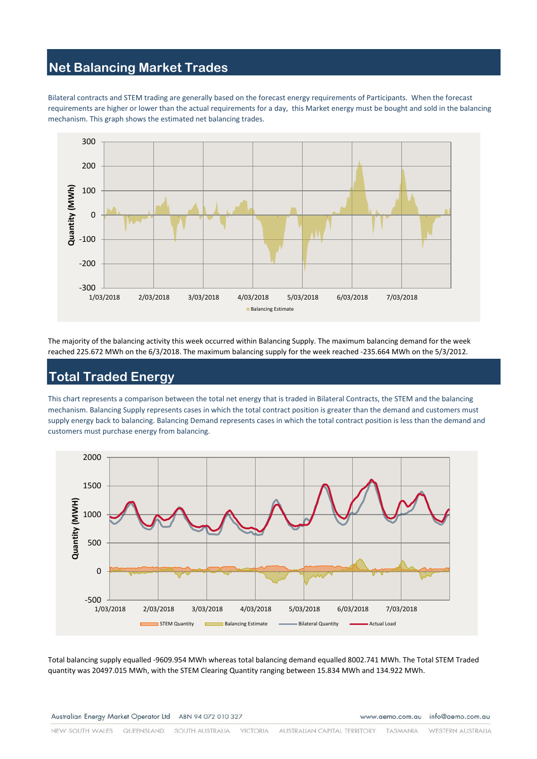## Net Balancing Market Trades

Bilateral contracts and STEM trading are generally based on the forecast energy requirements of Participants. When the forecast requirements are higher or lower than the actual requirements for a day, this Market energy must be bought and sold in the balancing mechanism. This graph shows the estimated net balancing trades.

The majority of the balancing activity this week occurred within Balancing Supply. The maximum balancing demand for the week reached 225.672 MWh on the 6/3/2018. The maximum balancing supply for the week reached -235.664 MWh on the 5/3/2012.

## Total Traded Energy

This chart represents a comparison between the total net energy that is traded in Bilateral Contracts, the STEM and the balancing mechanism. Balancing Supply represents cases in which the total contract position is greater than the demand and customers must supply energy back to balancing. Balancing Demand represents cases in which the total contract position is less than the demand and customers must purchase energy from balancing.

Total balancing supply equalled -9609.954 MWh whereas total balancing demand equalled 8002.741 MWh. The Total STEM Traded quantity was 20497.015 MWh, with the STEM Clearing Quantity ranging between 15.834 MWh and 134.922 MWh.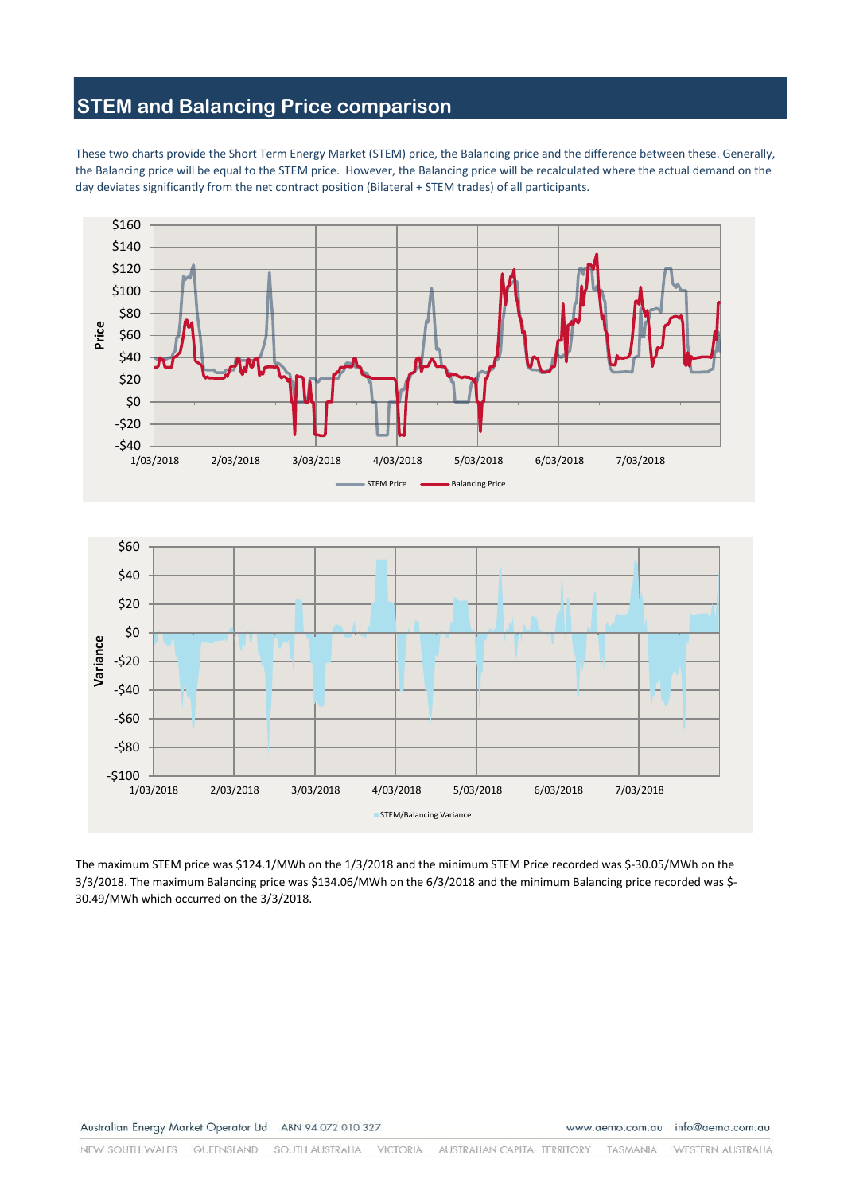## STEM and Balancing Price comparison

These two charts provide the Short Term Energy Market (STEM) price, the Balancing price and the difference between these. Generally, the Balancing price will be equal to the STEM price. However, the Balancing price will be recalculated where the actual demand on the day deviates significantly from the net contract position (Bilateral + STEM trades) of all participants.

Price

$160
$140
$120
$100
$80
$60
$40
$20
$0
-$20
-$40

1/03/2018 2/03/2018 3/03/2018 4/03/2018 5/03/2018 6/03/2018 7/03/2018

STEM Price Balancing Price

Variance

$60
$40
$20
$0
-$20
-$40
-$60
-$80
-$100

1/03/2018 2/03/2018 3/03/2018 4/03/2018 5/03/2018 6/03/2018 7/03/2018

STEM/Balancing Variance

The maximum STEM price was $124.1/MWh on the 1/3/2018 and the minimum STEM Price recorded was $-30.05/MWh on the 3/3/2018. The maximum Balancing price was $134.06/MWh on the 6/3/2018 and the minimum Balancing price recorded was $-30.49/MWh which occurred on the 3/3/2018.